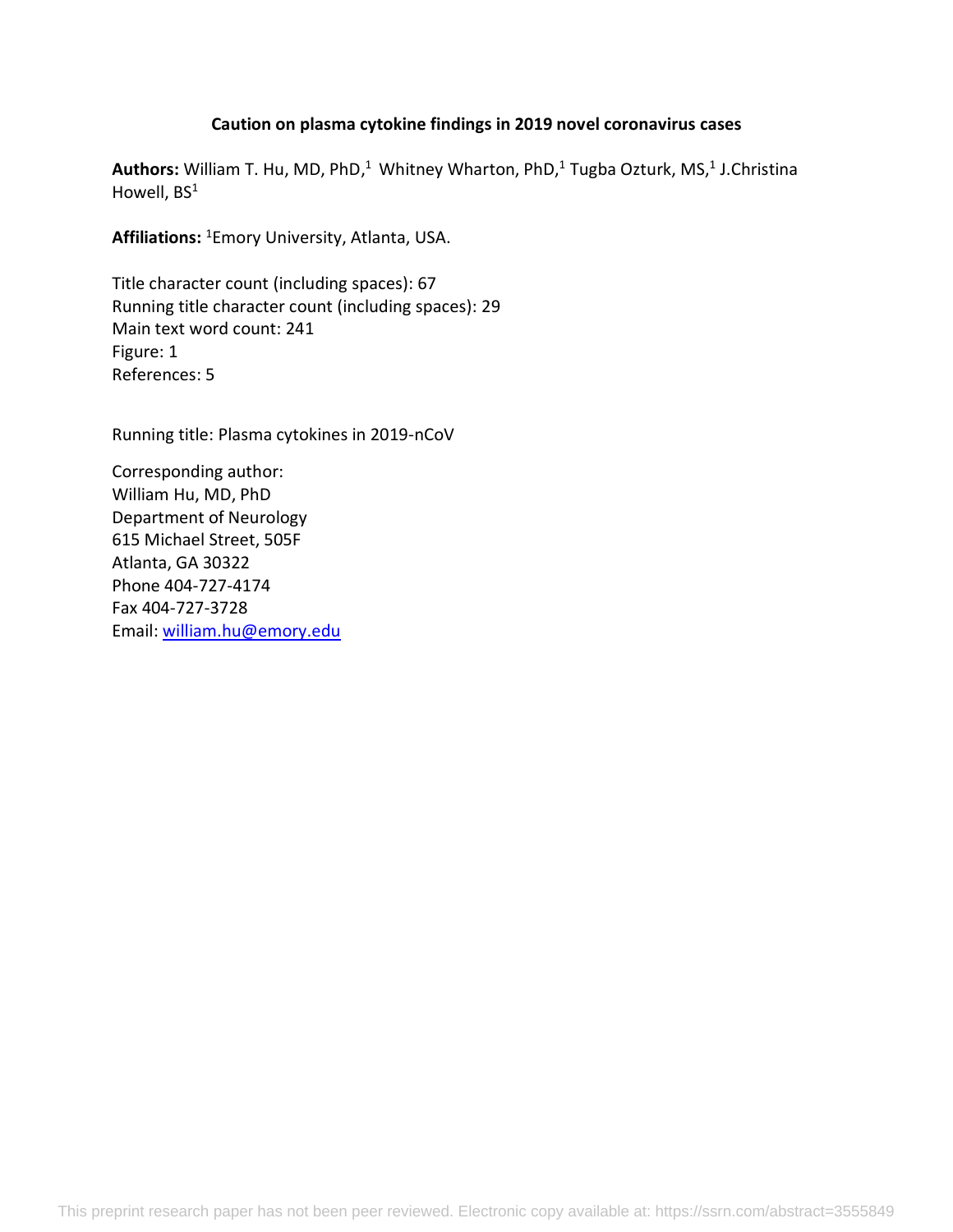# Caution on plasma cytokine findings in 2019 novel coronavirus cases

**Authors:** William T. Hu, MD, PhD,[1] Whitney Wharton, PhD,[1] Tugba Ozturk, MS,[1] J.Christina Howell, BS[1]

**Affiliations:** [1]Emory University, Atlanta, USA.

Title character count (including spaces): 67
Running title character count (including spaces): 29
Main text word count: 241
Figure: 1
References: 5

Running title: Plasma cytokines in 2019-nCoV

Corresponding author:
William Hu, MD, PhD
Department of Neurology
615 Michael Street, 505F
Atlanta, GA 30322
Phone 404-727-4174
Fax 404-727-3728
Email: william.hu@emory.edu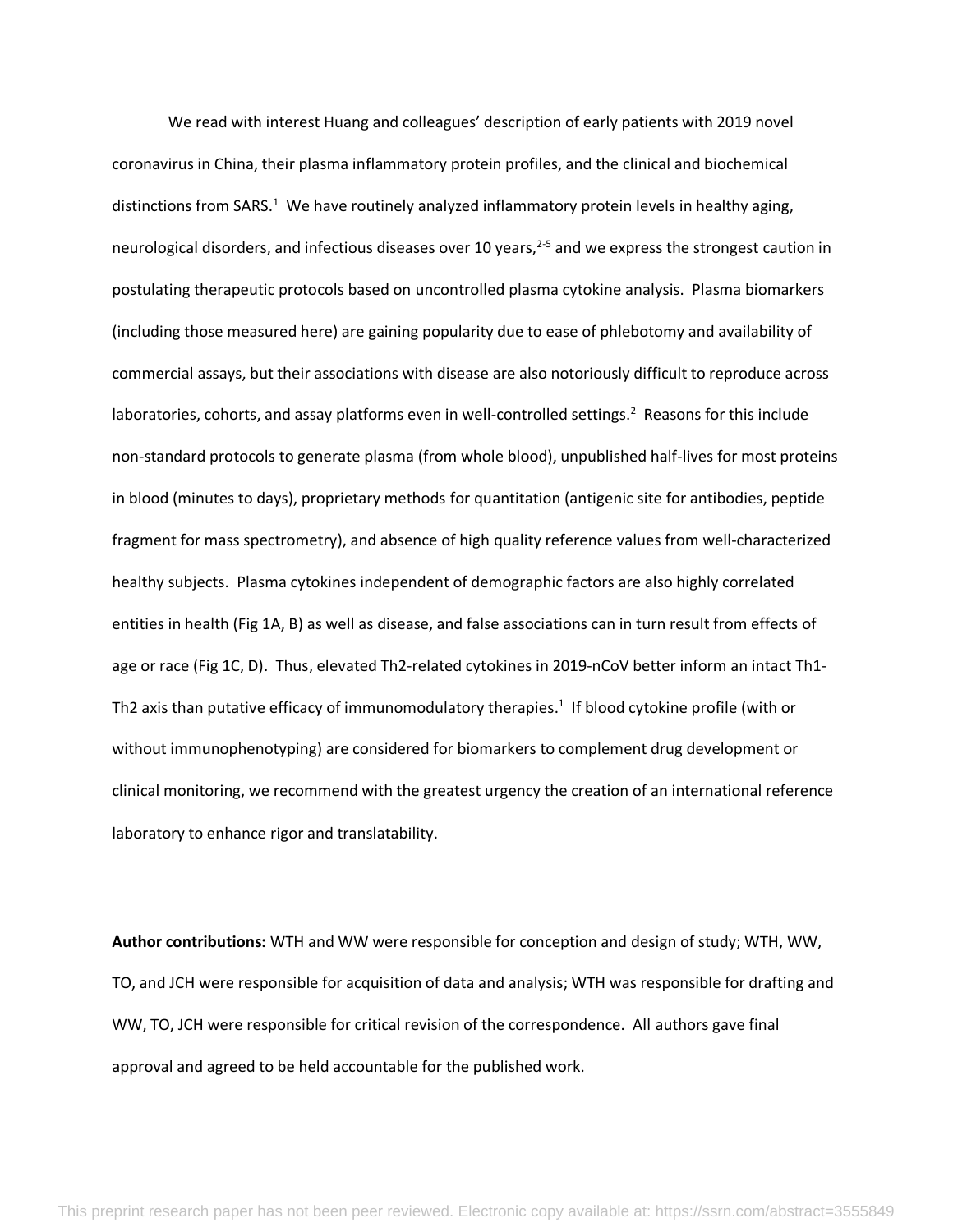We read with interest Huang and colleagues' description of early patients with 2019 novel coronavirus in China, their plasma inflammatory protein profiles, and the clinical and biochemical distinctions from SARS.[1] We have routinely analyzed inflammatory protein levels in healthy aging, neurological disorders, and infectious diseases over 10 years,[2-5] and we express the strongest caution in postulating therapeutic protocols based on uncontrolled plasma cytokine analysis. Plasma biomarkers (including those measured here) are gaining popularity due to ease of phlebotomy and availability of commercial assays, but their associations with disease are also notoriously difficult to reproduce across laboratories, cohorts, and assay platforms even in well-controlled settings.[2] Reasons for this include non-standard protocols to generate plasma (from whole blood), unpublished half-lives for most proteins in blood (minutes to days), proprietary methods for quantitation (antigenic site for antibodies, peptide fragment for mass spectrometry), and absence of high quality reference values from well-characterized healthy subjects. Plasma cytokines independent of demographic factors are also highly correlated entities in health (Fig 1A, B) as well as disease, and false associations can in turn result from effects of age or race (Fig 1C, D). Thus, elevated Th2-related cytokines in 2019-nCoV better inform an intact Th1-Th2 axis than putative efficacy of immunomodulatory therapies.[1] If blood cytokine profile (with or without immunophenotyping) are considered for biomarkers to complement drug development or clinical monitoring, we recommend with the greatest urgency the creation of an international reference laboratory to enhance rigor and translatability.

**Author contributions:** WTH and WW were responsible for conception and design of study; WTH, WW, TO, and JCH were responsible for acquisition of data and analysis; WTH was responsible for drafting and WW, TO, JCH were responsible for critical revision of the correspondence. All authors gave final approval and agreed to be held accountable for the published work.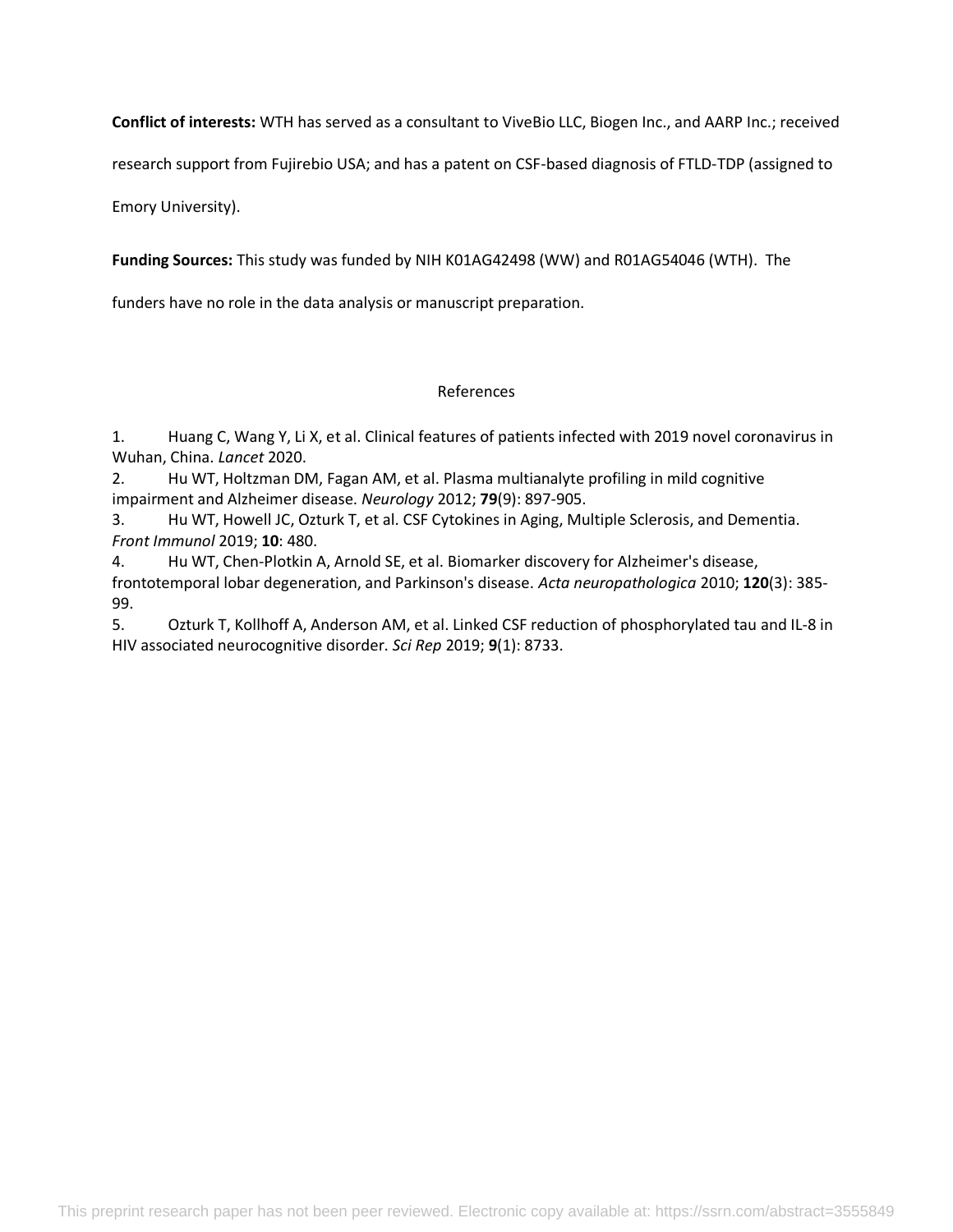**Conflict of interests:** WTH has served as a consultant to ViveBio LLC, Biogen Inc., and AARP Inc.; received research support from Fujirebio USA; and has a patent on CSF-based diagnosis of FTLD-TDP (assigned to Emory University).

**Funding Sources:** This study was funded by NIH K01AG42498 (WW) and R01AG54046 (WTH). The funders have no role in the data analysis or manuscript preparation.

## References

1. Huang C, Wang Y, Li X, et al. Clinical features of patients infected with 2019 novel coronavirus in Wuhan, China. *Lancet* 2020.
2. Hu WT, Holtzman DM, Fagan AM, et al. Plasma multianalyte profiling in mild cognitive impairment and Alzheimer disease. *Neurology* 2012; **79**(9): 897-905.
3. Hu WT, Howell JC, Ozturk T, et al. CSF Cytokines in Aging, Multiple Sclerosis, and Dementia. *Front Immunol* 2019; **10**: 480.
4. Hu WT, Chen-Plotkin A, Arnold SE, et al. Biomarker discovery for Alzheimer's disease, frontotemporal lobar degeneration, and Parkinson's disease. *Acta neuropathologica* 2010; **120**(3): 385-99.
5. Ozturk T, Kollhoff A, Anderson AM, et al. Linked CSF reduction of phosphorylated tau and IL-8 in HIV associated neurocognitive disorder. *Sci Rep* 2019; **9**(1): 8733.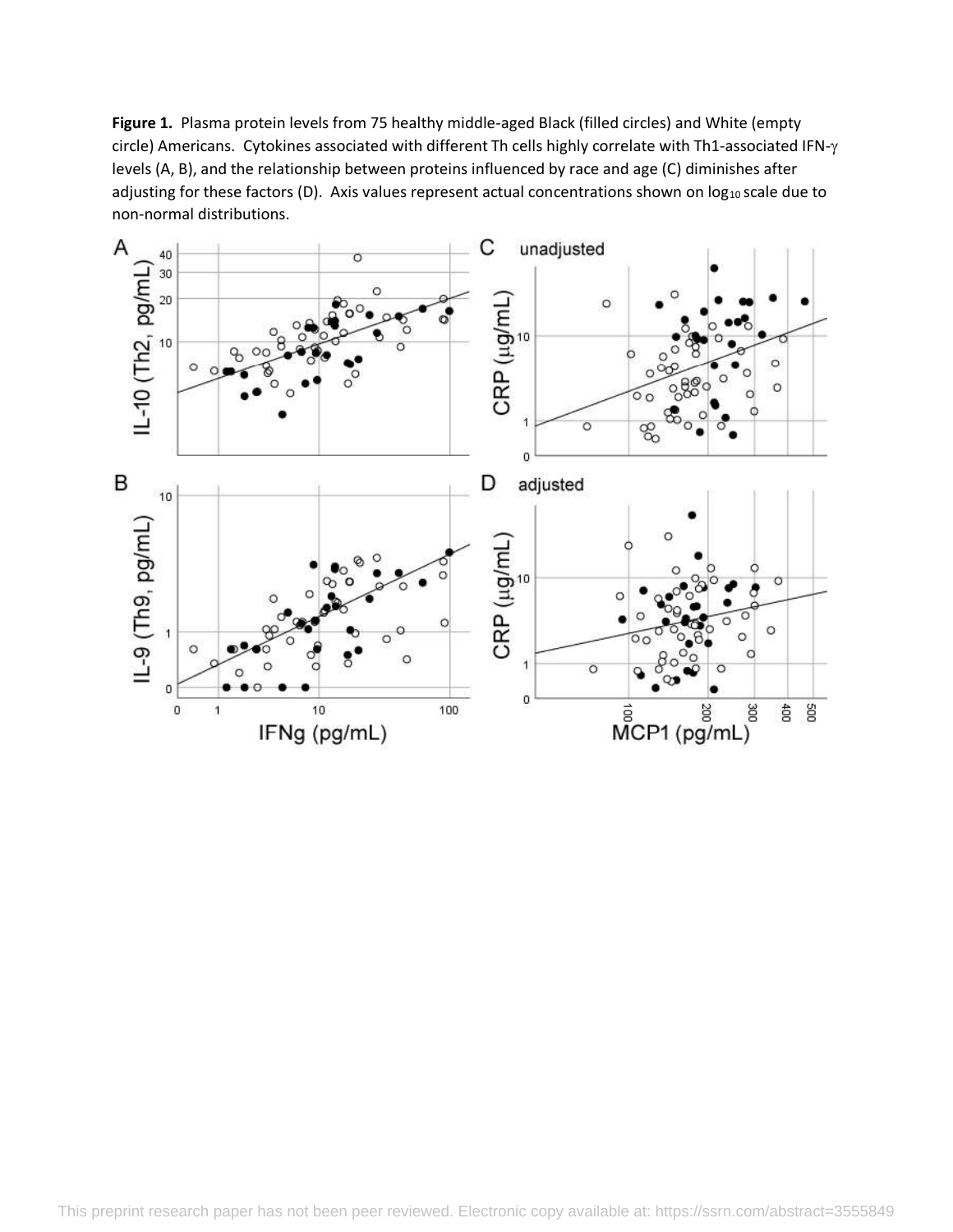**Figure 1.** Plasma protein levels from 75 healthy middle-aged Black (filled circles) and White (empty circle) Americans. Cytokines associated with different Th cells highly correlate with Th1-associated IFN-$\gamma$ levels (A, B), and the relationship between proteins influenced by race and age (C) diminishes after adjusting for these factors (D). Axis values represent actual concentrations shown on $\log_{10}$ scale due to non-normal distributions.

A

IL-10 (Th2, pg/mL)

40
30
20
10

B

IL-9 (Th9, pg/mL)

10
1
0

0
1
10
100

IFNg (pg/mL)

C

unadjusted

CRP (μg/mL)

10
1
0

D

adjusted

CRP (μg/mL)

10
1
0

100
200
300
400
500

MCP1 (pg/mL)